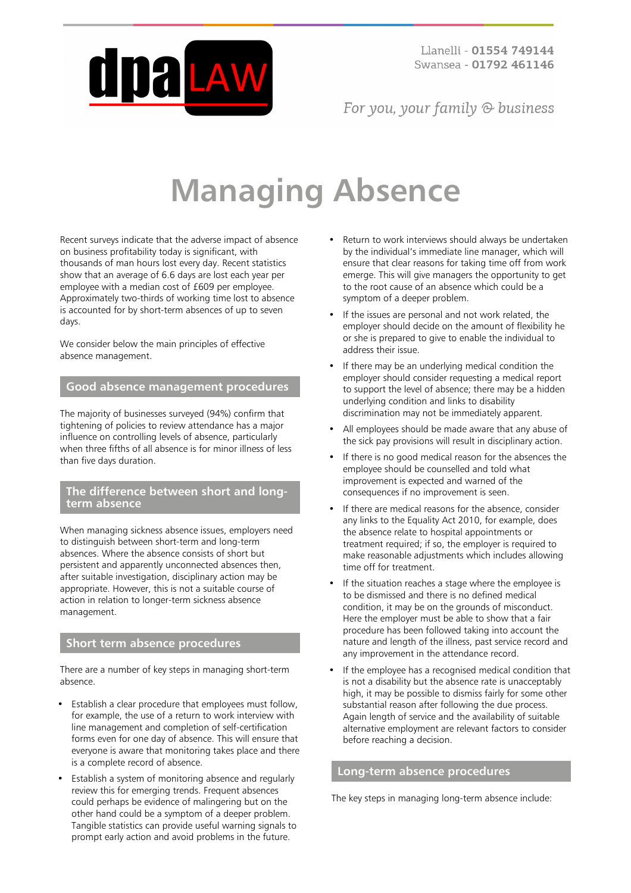Llanelli - **01554 749144**
Swansea - **01792 461146**

*For you, your family & business*

# Managing Absence

Recent surveys indicate that the adverse impact of absence on business profitability today is significant, with thousands of man hours lost every day. Recent statistics show that an average of 6.6 days are lost each year per employee with a median cost of £609 per employee. Approximately two-thirds of working time lost to absence is accounted for by short-term absences of up to seven days.

We consider below the main principles of effective absence management.

## Good absence management procedures

The majority of businesses surveyed (94%) confirm that tightening of policies to review attendance has a major influence on controlling levels of absence, particularly when three fifths of all absence is for minor illness of less than five days duration.

## The difference between short and long-term absence

When managing sickness absence issues, employers need to distinguish between short-term and long-term absences. Where the absence consists of short but persistent and apparently unconnected absences then, after suitable investigation, disciplinary action may be appropriate. However, this is not a suitable course of action in relation to longer-term sickness absence management.

## Short term absence procedures

There are a number of key steps in managing short-term absence.

- Establish a clear procedure that employees must follow, for example, the use of a return to work interview with line management and completion of self-certification forms even for one day of absence. This will ensure that everyone is aware that monitoring takes place and there is a complete record of absence.
- Establish a system of monitoring absence and regularly review this for emerging trends. Frequent absences could perhaps be evidence of malingering but on the other hand could be a symptom of a deeper problem. Tangible statistics can provide useful warning signals to prompt early action and avoid problems in the future.
- Return to work interviews should always be undertaken by the individual's immediate line manager, which will ensure that clear reasons for taking time off from work emerge. This will give managers the opportunity to get to the root cause of an absence which could be a symptom of a deeper problem.
- If the issues are personal and not work related, the employer should decide on the amount of flexibility he or she is prepared to give to enable the individual to address their issue.
- If there may be an underlying medical condition the employer should consider requesting a medical report to support the level of absence; there may be a hidden underlying condition and links to disability discrimination may not be immediately apparent.
- All employees should be made aware that any abuse of the sick pay provisions will result in disciplinary action.
- If there is no good medical reason for the absences the employee should be counselled and told what improvement is expected and warned of the consequences if no improvement is seen.
- If there are medical reasons for the absence, consider any links to the Equality Act 2010, for example, does the absence relate to hospital appointments or treatment required; if so, the employer is required to make reasonable adjustments which includes allowing time off for treatment.
- If the situation reaches a stage where the employee is to be dismissed and there is no defined medical condition, it may be on the grounds of misconduct. Here the employer must be able to show that a fair procedure has been followed taking into account the nature and length of the illness, past service record and any improvement in the attendance record.
- If the employee has a recognised medical condition that is not a disability but the absence rate is unacceptably high, it may be possible to dismiss fairly for some other substantial reason after following the due process. Again length of service and the availability of suitable alternative employment are relevant factors to consider before reaching a decision.

## Long-term absence procedures

The key steps in managing long-term absence include: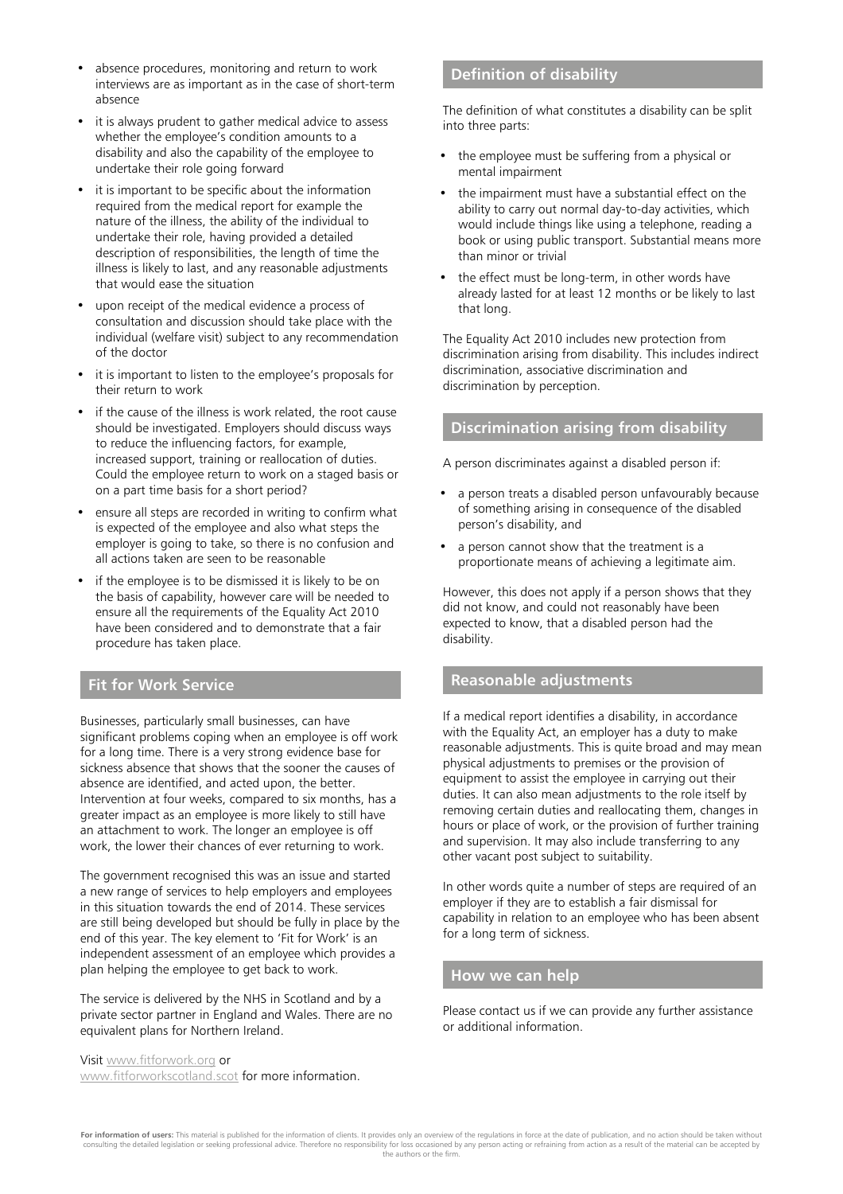- absence procedures, monitoring and return to work interviews are as important as in the case of short-term absence
- it is always prudent to gather medical advice to assess whether the employee's condition amounts to a disability and also the capability of the employee to undertake their role going forward
- it is important to be specific about the information required from the medical report for example the nature of the illness, the ability of the individual to undertake their role, having provided a detailed description of responsibilities, the length of time the illness is likely to last, and any reasonable adjustments that would ease the situation
- upon receipt of the medical evidence a process of consultation and discussion should take place with the individual (welfare visit) subject to any recommendation of the doctor
- it is important to listen to the employee's proposals for their return to work
- if the cause of the illness is work related, the root cause should be investigated. Employers should discuss ways to reduce the influencing factors, for example, increased support, training or reallocation of duties. Could the employee return to work on a staged basis or on a part time basis for a short period?
- ensure all steps are recorded in writing to confirm what is expected of the employee and also what steps the employer is going to take, so there is no confusion and all actions taken are seen to be reasonable
- if the employee is to be dismissed it is likely to be on the basis of capability, however care will be needed to ensure all the requirements of the Equality Act 2010 have been considered and to demonstrate that a fair procedure has taken place.

## Fit for Work Service

Businesses, particularly small businesses, can have significant problems coping when an employee is off work for a long time. There is a very strong evidence base for sickness absence that shows that the sooner the causes of absence are identified, and acted upon, the better. Intervention at four weeks, compared to six months, has a greater impact as an employee is more likely to still have an attachment to work. The longer an employee is off work, the lower their chances of ever returning to work.

The government recognised this was an issue and started a new range of services to help employers and employees in this situation towards the end of 2014. These services are still being developed but should be fully in place by the end of this year. The key element to 'Fit for Work' is an independent assessment of an employee which provides a plan helping the employee to get back to work.

The service is delivered by the NHS in Scotland and by a private sector partner in England and Wales. There are no equivalent plans for Northern Ireland.

Visit www.fitforwork.org or www.fitforworkscotland.scot for more information.

## Definition of disability

The definition of what constitutes a disability can be split into three parts:

- the employee must be suffering from a physical or mental impairment
- the impairment must have a substantial effect on the ability to carry out normal day-to-day activities, which would include things like using a telephone, reading a book or using public transport. Substantial means more than minor or trivial
- the effect must be long-term, in other words have already lasted for at least 12 months or be likely to last that long.

The Equality Act 2010 includes new protection from discrimination arising from disability. This includes indirect discrimination, associative discrimination and discrimination by perception.

## Discrimination arising from disability

A person discriminates against a disabled person if:

- a person treats a disabled person unfavourably because of something arising in consequence of the disabled person's disability, and
- a person cannot show that the treatment is a proportionate means of achieving a legitimate aim.

However, this does not apply if a person shows that they did not know, and could not reasonably have been expected to know, that a disabled person had the disability.

## Reasonable adjustments

If a medical report identifies a disability, in accordance with the Equality Act, an employer has a duty to make reasonable adjustments. This is quite broad and may mean physical adjustments to premises or the provision of equipment to assist the employee in carrying out their duties. It can also mean adjustments to the role itself by removing certain duties and reallocating them, changes in hours or place of work, or the provision of further training and supervision. It may also include transferring to any other vacant post subject to suitability.

In other words quite a number of steps are required of an employer if they are to establish a fair dismissal for capability in relation to an employee who has been absent for a long term of sickness.

## How we can help

Please contact us if we can provide any further assistance or additional information.

**For information of users:** This material is published for the information of clients. It provides only an overview of the regulations in force at the date of publication, and no action should be taken without consulting the detailed legislation or seeking professional advice. Therefore no responsibility for loss occasioned by any person acting or refraining from action as a result of the material can be accepted by the authors or the firm.